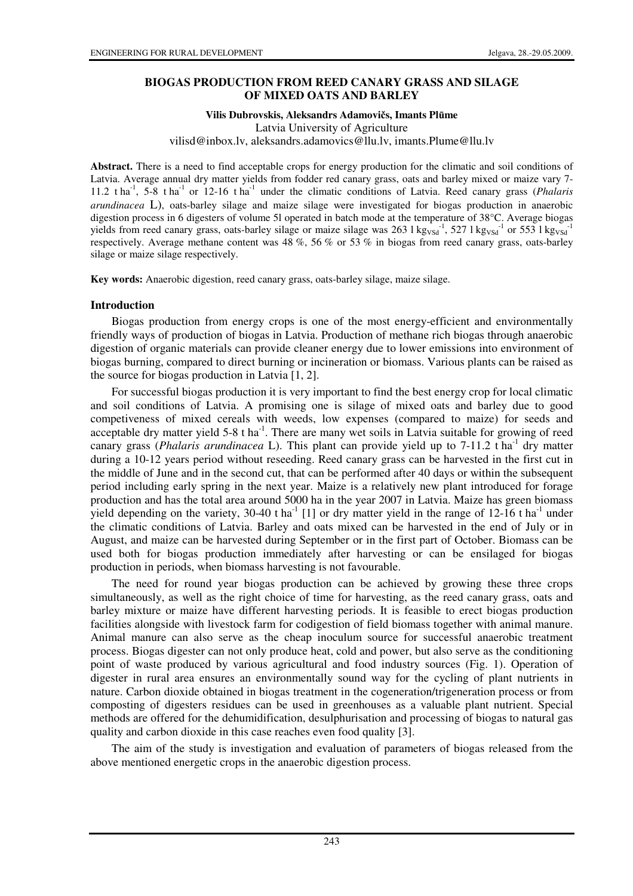# BIOGAS PRODUCTION FROM REED CANARY GRASS AND SILAGE OF MIXED OATS AND BARLEY

**Vilis Dubrovskis, Aleksandrs Adamovičs, Imants Plūme**

Latvia University of Agriculture

vilisd@inbox.lv, aleksandrs.adamovics@llu.lv, imants.Plume@llu.lv

**Abstract.** There is a need to find acceptable crops for energy production for the climatic and soil conditions of Latvia. Average annual dry matter yields from fodder red canary grass, oats and barley mixed or maize vary 7-11.2 t ha$^{-1}$, 5-8 t ha$^{-1}$ or 12-16 t ha$^{-1}$ under the climatic conditions of Latvia. Reed canary grass (*Phalaris arundinacea* L), oats-barley silage and maize silage were investigated for biogas production in anaerobic digestion process in 6 digesters of volume 5l operated in batch mode at the temperature of 38°C. Average biogas yields from reed canary grass, oats-barley silage or maize silage was 263 l kg$_{VSd}^{-1}$, 527 l kg$_{VSd}^{-1}$ or 553 l kg$_{VSd}^{-1}$ respectively. Average methane content was 48 %, 56 % or 53 % in biogas from reed canary grass, oats-barley silage or maize silage respectively.

**Key words:** Anaerobic digestion, reed canary grass, oats-barley silage, maize silage.

## Introduction

Biogas production from energy crops is one of the most energy-efficient and environmentally friendly ways of production of biogas in Latvia. Production of methane rich biogas through anaerobic digestion of organic materials can provide cleaner energy due to lower emissions into environment of biogas burning, compared to direct burning or incineration or biomass. Various plants can be raised as the source for biogas production in Latvia [1, 2].

For successful biogas production it is very important to find the best energy crop for local climatic and soil conditions of Latvia. A promising one is silage of mixed oats and barley due to good competiveness of mixed cereals with weeds, low expenses (compared to maize) for seeds and acceptable dry matter yield 5-8 t ha$^{-1}$. There are many wet soils in Latvia suitable for growing of reed canary grass (*Phalaris arundinacea* L). This plant can provide yield up to 7-11.2 t ha$^{-1}$ dry matter during a 10-12 years period without reseeding. Reed canary grass can be harvested in the first cut in the middle of June and in the second cut, that can be performed after 40 days or within the subsequent period including early spring in the next year. Maize is a relatively new plant introduced for forage production and has the total area around 5000 ha in the year 2007 in Latvia. Maize has green biomass yield depending on the variety, 30-40 t ha$^{-1}$ [1] or dry matter yield in the range of 12-16 t ha$^{-1}$ under the climatic conditions of Latvia. Barley and oats mixed can be harvested in the end of July or in August, and maize can be harvested during September or in the first part of October. Biomass can be used both for biogas production immediately after harvesting or can be ensilaged for biogas production in periods, when biomass harvesting is not favourable.

The need for round year biogas production can be achieved by growing these three crops simultaneously, as well as the right choice of time for harvesting, as the reed canary grass, oats and barley mixture or maize have different harvesting periods. It is feasible to erect biogas production facilities alongside with livestock farm for codigestion of field biomass together with animal manure. Animal manure can also serve as the cheap inoculum source for successful anaerobic treatment process. Biogas digester can not only produce heat, cold and power, but also serve as the conditioning point of waste produced by various agricultural and food industry sources (Fig. 1). Operation of digester in rural area ensures an environmentally sound way for the cycling of plant nutrients in nature. Carbon dioxide obtained in biogas treatment in the cogeneration/trigeneration process or from composting of digesters residues can be used in greenhouses as a valuable plant nutrient. Special methods are offered for the dehumidification, desulphurisation and processing of biogas to natural gas quality and carbon dioxide in this case reaches even food quality [3].

The aim of the study is investigation and evaluation of parameters of biogas released from the above mentioned energetic crops in the anaerobic digestion process.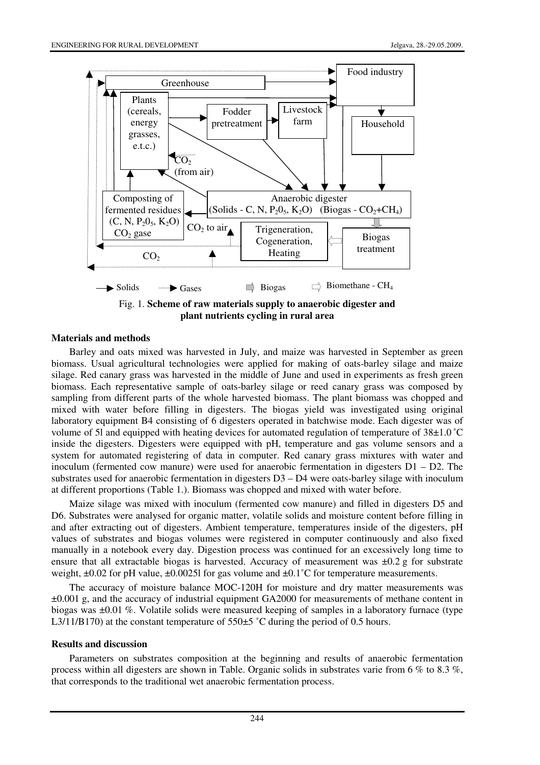Fig. 1. **Scheme of raw materials supply to anaerobic digester and plant nutrients cycling in rural area**

## Materials and methods

Barley and oats mixed was harvested in July, and maize was harvested in September as green biomass. Usual agricultural technologies were applied for making of oats-barley silage and maize silage. Red canary grass was harvested in the middle of June and used in experiments as fresh green biomass. Each representative sample of oats-barley silage or reed canary grass was composed by sampling from different parts of the whole harvested biomass. The plant biomass was chopped and mixed with water before filling in digesters. The biogas yield was investigated using original laboratory equipment B4 consisting of 6 digesters operated in batchwise mode. Each digester was of volume of 5l and equipped with heating devices for automated regulation of temperature of 38±1.0 ˚C inside the digesters. Digesters were equipped with pH, temperature and gas volume sensors and a system for automated registering of data in computer. Red canary grass mixtures with water and inoculum (fermented cow manure) were used for anaerobic fermentation in digesters D1 – D2. The substrates used for anaerobic fermentation in digesters D3 – D4 were oats-barley silage with inoculum at different proportions (Table 1.). Biomass was chopped and mixed with water before.

Maize silage was mixed with inoculum (fermented cow manure) and filled in digesters D5 and D6. Substrates were analysed for organic matter, volatile solids and moisture content before filling in and after extracting out of digesters. Ambient temperature, temperatures inside of the digesters, pH values of substrates and biogas volumes were registered in computer continuously and also fixed manually in a notebook every day. Digestion process was continued for an excessively long time to ensure that all extractable biogas is harvested. Accuracy of measurement was ±0.2 g for substrate weight, ±0.02 for pH value, ±0.0025l for gas volume and ±0.1˚C for temperature measurements.

The accuracy of moisture balance MOC-120H for moisture and dry matter measurements was ±0.001 g, and the accuracy of industrial equipment GA2000 for measurements of methane content in biogas was ±0.01 %. Volatile solids were measured keeping of samples in a laboratory furnace (type L3/11/B170) at the constant temperature of 550±5 ˚C during the period of 0.5 hours.

## Results and discussion

Parameters on substrates composition at the beginning and results of anaerobic fermentation process within all digesters are shown in Table. Organic solids in substrates varie from 6 % to 8.3 %, that corresponds to the traditional wet anaerobic fermentation process.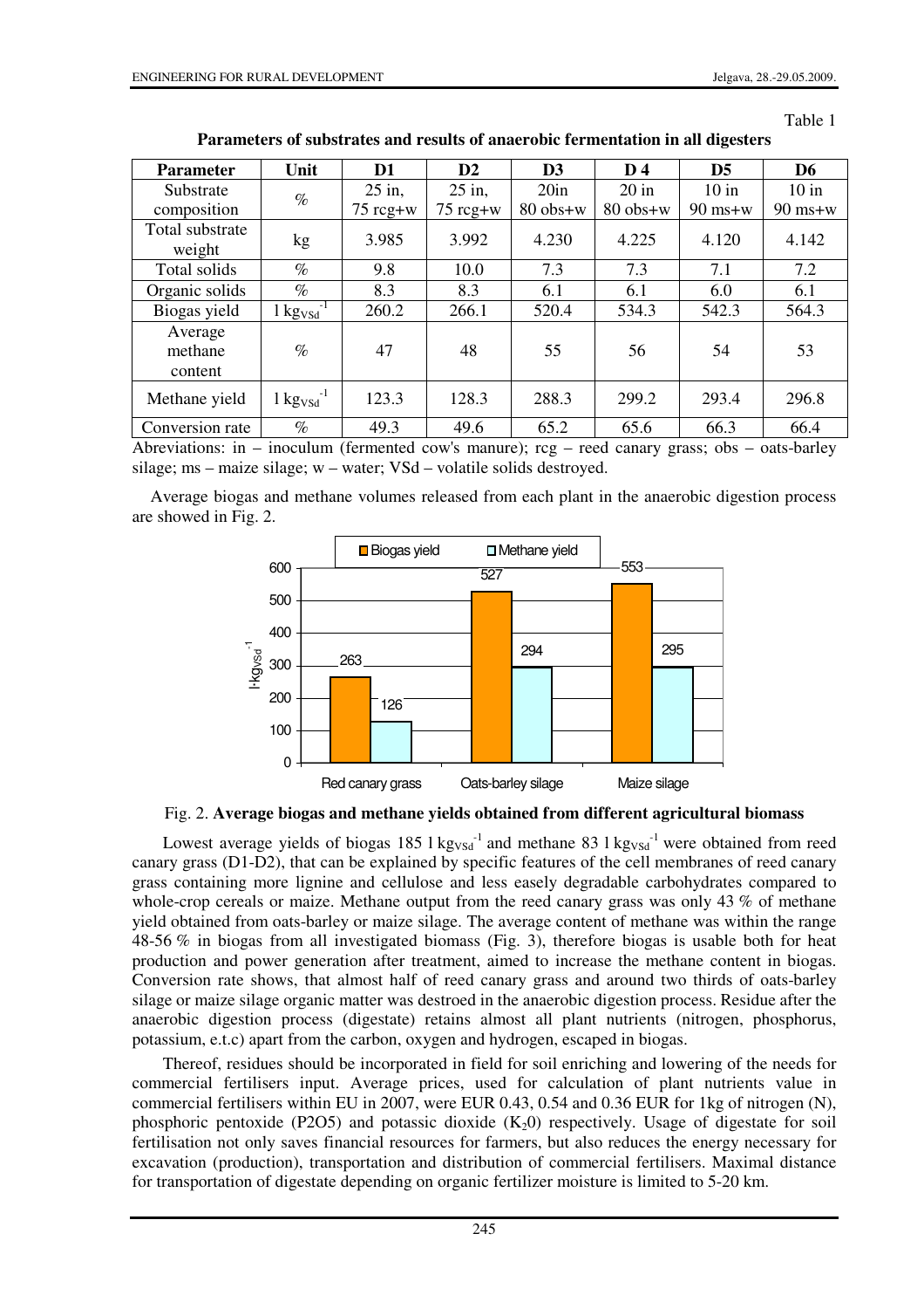Table 1

**Parameters of substrates and results of anaerobic fermentation in all digesters**

| Parameter | Unit | D1 | D2 | D3 | D 4 | D5 | D6 |
|---|---|---|---|---|---|---|---|
| Substrate composition | % | 25 in, 75 rcg+w | 25 in, 75 rcg+w | 20in 80 obs+w | 20 in 80 obs+w | 10 in 90 ms+w | 10 in 90 ms+w |
| Total substrate weight | kg | 3.985 | 3.992 | 4.230 | 4.225 | 4.120 | 4.142 |
| Total solids | % | 9.8 | 10.0 | 7.3 | 7.3 | 7.1 | 7.2 |
| Organic solids | % | 8.3 | 8.3 | 6.1 | 6.1 | 6.0 | 6.1 |
| Biogas yield | $l\ kg_{VSd}^{-1}$ | 260.2 | 266.1 | 520.4 | 534.3 | 542.3 | 564.3 |
| Average methane content | % | 47 | 48 | 55 | 56 | 54 | 53 |
| Methane yield | $l\ kg_{VSd}^{-1}$ | 123.3 | 128.3 | 288.3 | 299.2 | 293.4 | 296.8 |
| Conversion rate | % | 49.3 | 49.6 | 65.2 | 65.6 | 66.3 | 66.4 |

Abreviations: in – inoculum (fermented cow's manure); rcg – reed canary grass; obs – oats-barley silage; ms – maize silage; w – water; VSd – volatile solids destroyed.

Average biogas and methane volumes released from each plant in the anaerobic digestion process are showed in Fig. 2.

Fig. 2. **Average biogas and methane yields obtained from different agricultural biomass**

Lowest average yields of biogas 185 $l\ kg_{VSd}^{-1}$ and methane 83 $l\ kg_{VSd}^{-1}$ were obtained from reed canary grass (D1-D2), that can be explained by specific features of the cell membranes of reed canary grass containing more lignine and cellulose and less easely degradable carbohydrates compared to whole-crop cereals or maize. Methane output from the reed canary grass was only 43 % of methane yield obtained from oats-barley or maize silage. The average content of methane was within the range 48-56 % in biogas from all investigated biomass (Fig. 3), therefore biogas is usable both for heat production and power generation after treatment, aimed to increase the methane content in biogas. Conversion rate shows, that almost half of reed canary grass and around two thirds of oats-barley silage or maize silage organic matter was destroed in the anaerobic digestion process. Residue after the anaerobic digestion process (digestate) retains almost all plant nutrients (nitrogen, phosphorus, potassium, e.t.c) apart from the carbon, oxygen and hydrogen, escaped in biogas.

Thereof, residues should be incorporated in field for soil enriching and lowering of the needs for commercial fertilisers input. Average prices, used for calculation of plant nutrients value in commercial fertilisers within EU in 2007, were EUR 0.43, 0.54 and 0.36 EUR for 1kg of nitrogen (N), phosphoric pentoxide (P2O5) and potassic dioxide ($K_2$0) respectively. Usage of digestate for soil fertilisation not only saves financial resources for farmers, but also reduces the energy necessary for excavation (production), transportation and distribution of commercial fertilisers. Maximal distance for transportation of digestate depending on organic fertilizer moisture is limited to 5-20 km.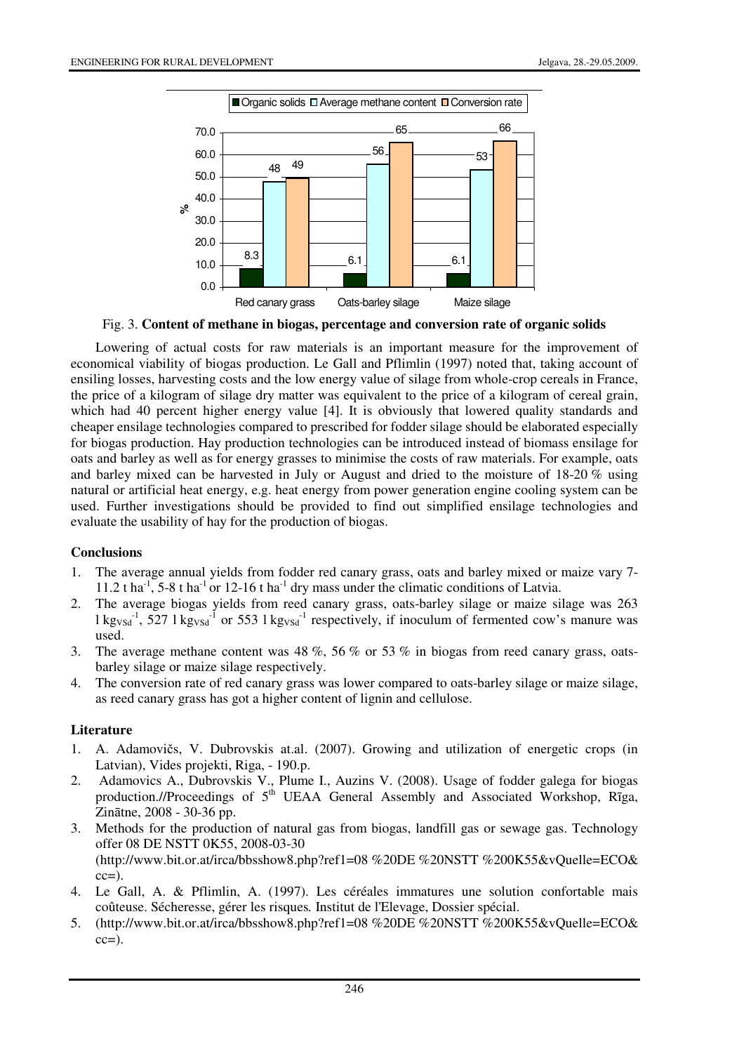Organic solids   Average methane content   Conversion rate

70.0
60.0
50.0
40.0
30.0
20.0
10.0
0.0

%

8.3  48  49
6.1  56  65
6.1  53  66

Red canary grass   Oats-barley silage   Maize silage

Fig. 3. **Content of methane in biogas, percentage and conversion rate of organic solids**

Lowering of actual costs for raw materials is an important measure for the improvement of economical viability of biogas production. Le Gall and Pflimlin (1997) noted that, taking account of ensiling losses, harvesting costs and the low energy value of silage from whole-crop cereals in France, the price of a kilogram of silage dry matter was equivalent to the price of a kilogram of cereal grain, which had 40 percent higher energy value [4]. It is obviously that lowered quality standards and cheaper ensilage technologies compared to prescribed for fodder silage should be elaborated especially for biogas production. Hay production technologies can be introduced instead of biomass ensilage for oats and barley as well as for energy grasses to minimise the costs of raw materials. For example, oats and barley mixed can be harvested in July or August and dried to the moisture of 18-20 % using natural or artificial heat energy, e.g. heat energy from power generation engine cooling system can be used. Further investigations should be provided to find out simplified ensilage technologies and evaluate the usability of hay for the production of biogas.

## Conclusions

1. The average annual yields from fodder red canary grass, oats and barley mixed or maize vary 7-11.2 t $ha^{-1}$, 5-8 t $ha^{-1}$ or 12-16 t $ha^{-1}$ dry mass under the climatic conditions of Latvia.
2. The average biogas yields from reed canary grass, oats-barley silage or maize silage was 263 l $kg_{VSd}^{-1}$, 527 l $kg_{VSd}^{-1}$ or 553 l $kg_{VSd}^{-1}$ respectively, if inoculum of fermented cow's manure was used.
3. The average methane content was 48 %, 56 % or 53 % in biogas from reed canary grass, oats-barley silage or maize silage respectively.
4. The conversion rate of red canary grass was lower compared to oats-barley silage or maize silage, as reed canary grass has got a higher content of lignin and cellulose.

## Literature

1. A. Adamovičs, V. Dubrovskis at.al. (2007). Growing and utilization of energetic crops (in Latvian), Vides projekti, Riga, - 190.p.
2. Adamovics A., Dubrovskis V., Plume I., Auzins V. (2008). Usage of fodder galega for biogas production.//Proceedings of 5[th] UEAA General Assembly and Associated Workshop, Rīga, Zinātne, 2008 - 30-36 pp.
3. Methods for the production of natural gas from biogas, landfill gas or sewage gas. Technology offer 08 DE NSTT 0K55, 2008-03-30 (http://www.bit.or.at/irca/bbsshow8.php?ref1=08 %20DE %20NSTT %200K55&vQuelle=ECO&cc=).
4. Le Gall, A. & Pflimlin, A. (1997). Les céréales immatures une solution confortable mais coûteuse. Sécheresse, gérer les risques*.* Institut de l'Elevage, Dossier spécial.
5. (http://www.bit.or.at/irca/bbsshow8.php?ref1=08 %20DE %20NSTT %200K55&vQuelle=ECO&cc=).